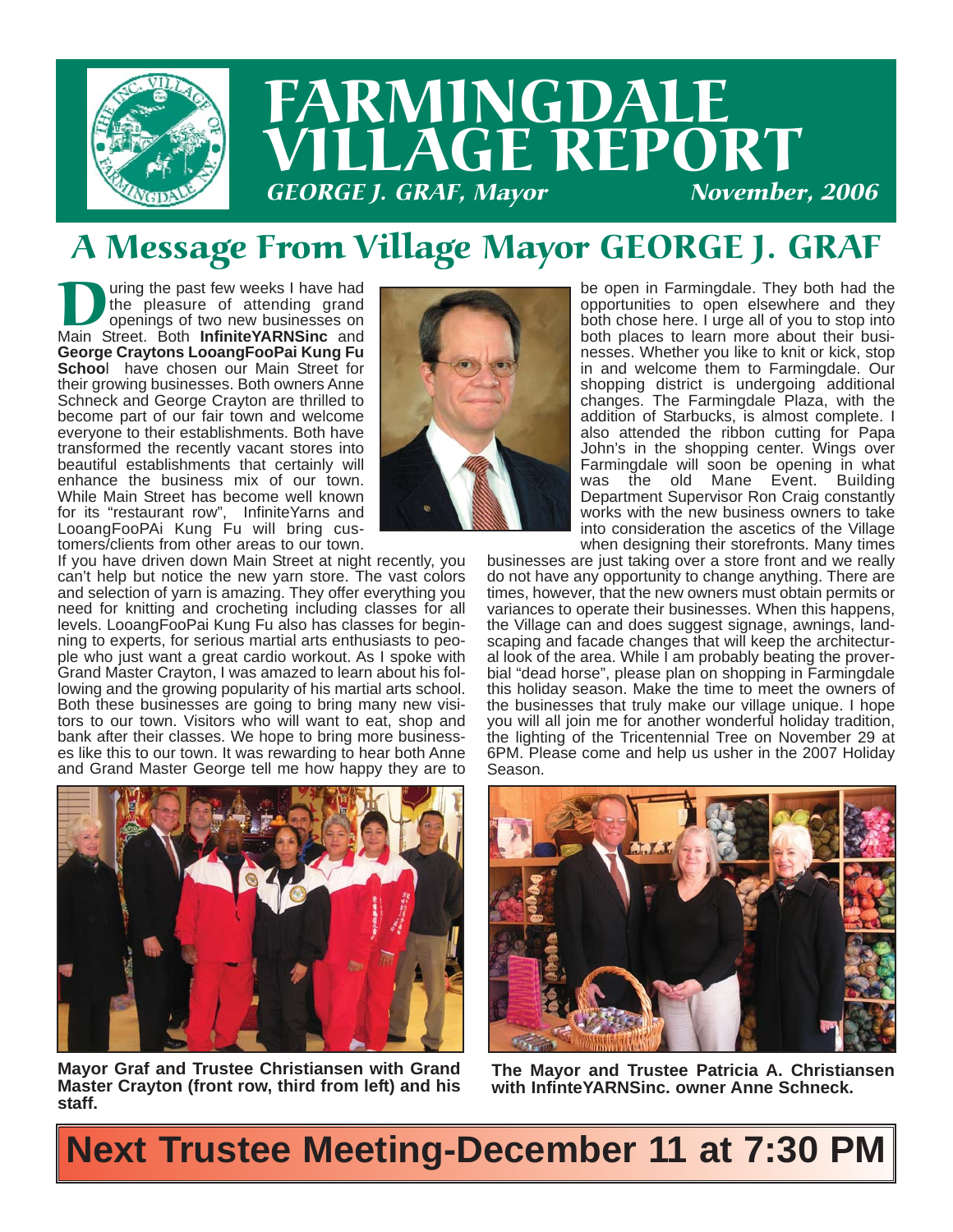# FARMINGDALE VILLAGE REPORT

*GEORGE J. GRAF, Mayor* *November, 2006*

## A Message From Village Mayor GEORGE J. GRAF

During the past few weeks I have had the pleasure of attending grand openings of two new businesses on Main Street. Both **InfiniteYARNSinc** and **George Craytons LooangFooPai Kung Fu School** have chosen our Main Street for their growing businesses. Both owners Anne Schneck and George Crayton are thrilled to become part of our fair town and welcome everyone to their establishments. Both have transformed the recently vacant stores into beautiful establishments that certainly will enhance the business mix of our town. While Main Street has become well known for its "restaurant row", InfiniteYarns and LooangFooPAi Kung Fu will bring customers/clients from other areas to our town. If you have driven down Main Street at night recently, you can't help but notice the new yarn store. The vast colors and selection of yarn is amazing. They offer everything you need for knitting and crocheting including classes for all levels. LooangFooPai Kung Fu also has classes for beginning to experts, for serious martial arts enthusiasts to people who just want a great cardio workout. As I spoke with Grand Master Crayton, I was amazed to learn about his following and the growing popularity of his martial arts school. Both these businesses are going to bring many new visitors to our town. Visitors who will want to eat, shop and bank after their classes. We hope to bring more businesses like this to our town. It was rewarding to hear both Anne and Grand Master George tell me how happy they are to be open in Farmingdale. They both had the opportunities to open elsewhere and they both chose here. I urge all of you to stop into both places to learn more about their businesses. Whether you like to knit or kick, stop in and welcome them to Farmingdale. Our shopping district is undergoing additional changes. The Farmingdale Plaza, with the addition of Starbucks, is almost complete. I also attended the ribbon cutting for Papa John's in the shopping center. Wings over Farmingdale will soon be opening in what was the old Mane Event. Building Department Supervisor Ron Craig constantly works with the new business owners to take into consideration the ascetics of the Village when designing their storefronts. Many times businesses are just taking over a store front and we really do not have any opportunity to change anything. There are times, however, that the new owners must obtain permits or variances to operate their businesses. When this happens, the Village can and does suggest signage, awnings, landscaping and facade changes that will keep the architectural look of the area. While I am probably beating the proverbial "dead horse", please plan on shopping in Farmingdale this holiday season. Make the time to meet the owners of the businesses that truly make our village unique. I hope you will all join me for another wonderful holiday tradition, the lighting of the Tricentennial Tree on November 29 at 6PM. Please come and help us usher in the 2007 Holiday Season.

**Mayor Graf and Trustee Christiansen with Grand Master Crayton (front row, third from left) and his staff.**

**The Mayor and Trustee Patricia A. Christiansen with InfinteYARNSinc. owner Anne Schneck.**

## Next Trustee Meeting-December 11 at 7:30 PM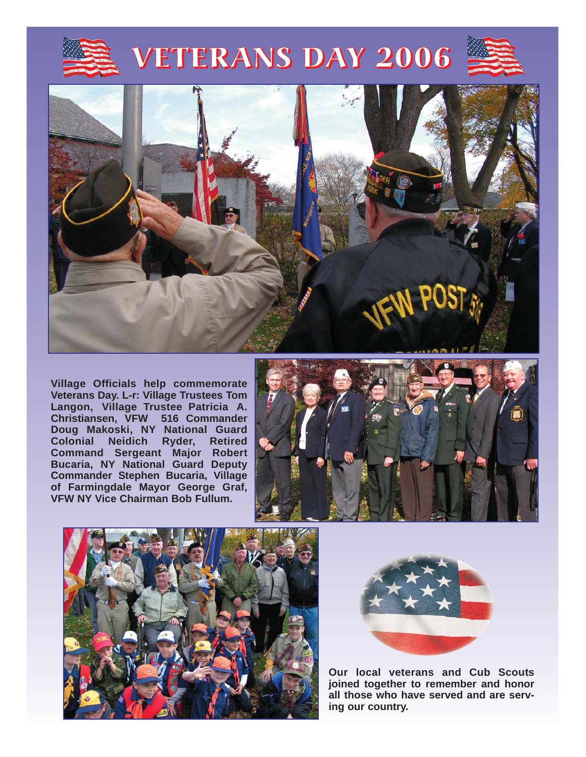# VETERANS DAY 2006

Village Officials help commemorate Veterans Day. L-r: Village Trustees Tom Langon, Village Trustee Patricia A. Christiansen, VFW 516 Commander Doug Makoski, NY National Guard Colonial Neidich Ryder, Retired Command Sergeant Major Robert Bucaria, NY National Guard Deputy Commander Stephen Bucaria, Village of Farmingdale Mayor George Graf, VFW NY Vice Chairman Bob Fullum.

Our local veterans and Cub Scouts joined together to remember and honor all those who have served and are serving our country.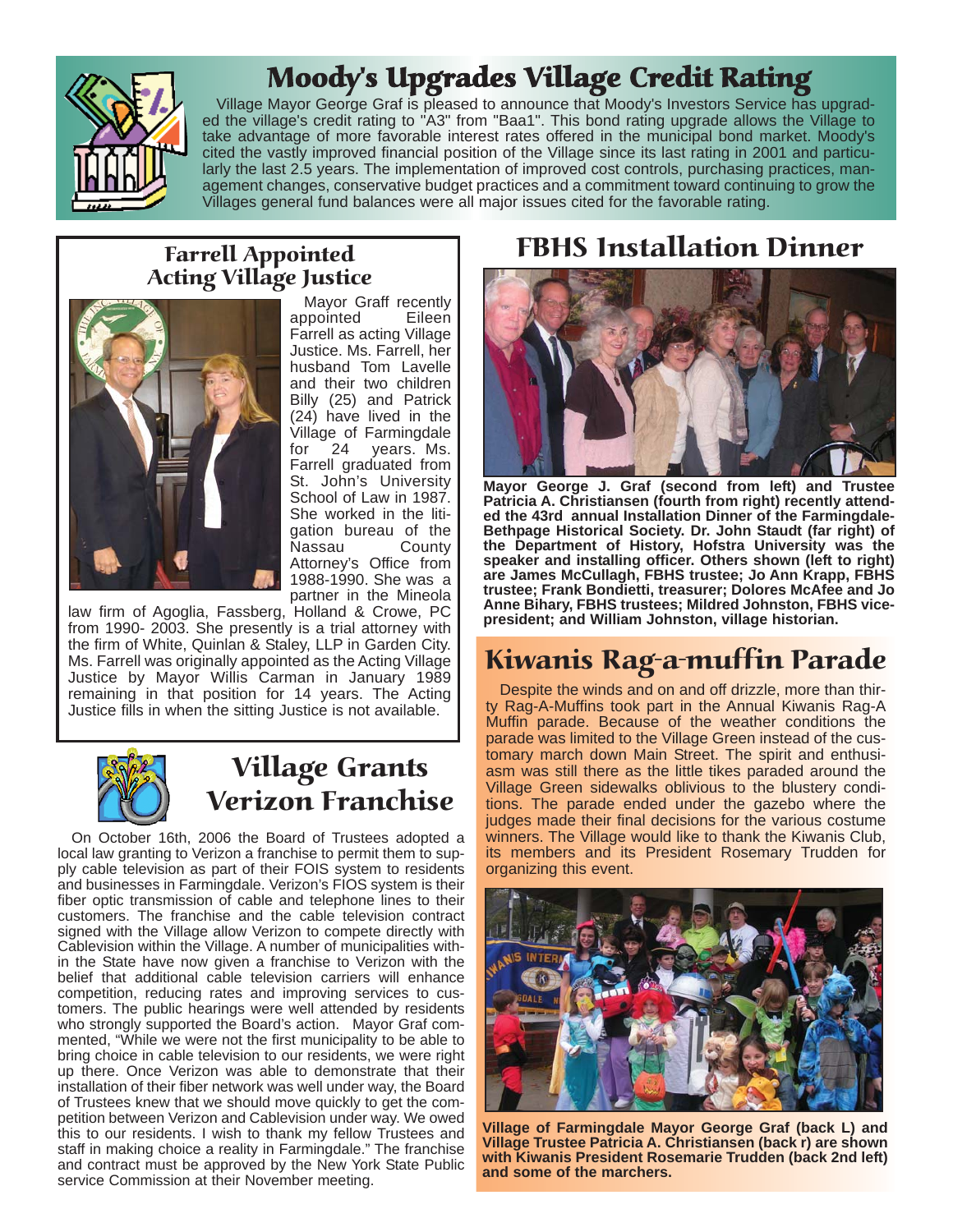# Moody's Upgrades Village Credit Rating

Village Mayor George Graf is pleased to announce that Moody's Investors Service has upgraded the village's credit rating to "A3" from "Baa1". This bond rating upgrade allows the Village to take advantage of more favorable interest rates offered in the municipal bond market. Moody's cited the vastly improved financial position of the Village since its last rating in 2001 and particularly the last 2.5 years. The implementation of improved cost controls, purchasing practices, management changes, conservative budget practices and a commitment toward continuing to grow the Villages general fund balances were all major issues cited for the favorable rating.

## Farrell Appointed Acting Village Justice

Mayor Graff recently appointed Eileen Farrell as acting Village Justice. Ms. Farrell, her husband Tom Lavelle and their two children Billy (25) and Patrick (24) have lived in the Village of Farmingdale for 24 years. Ms. Farrell graduated from St. John's University School of Law in 1987. She worked in the litigation bureau of the Nassau County Attorney's Office from 1988-1990. She was a partner in the Mineola law firm of Agoglia, Fassberg, Holland & Crowe, PC from 1990- 2003. She presently is a trial attorney with the firm of White, Quinlan & Staley, LLP in Garden City. Ms. Farrell was originally appointed as the Acting Village Justice by Mayor Willis Carman in January 1989 remaining in that position for 14 years. The Acting Justice fills in when the sitting Justice is not available.

## Village Grants Verizon Franchise

On October 16th, 2006 the Board of Trustees adopted a local law granting to Verizon a franchise to permit them to supply cable television as part of their FOIS system to residents and businesses in Farmingdale. Verizon's FIOS system is their fiber optic transmission of cable and telephone lines to their customers. The franchise and the cable television contract signed with the Village allow Verizon to compete directly with Cablevision within the Village. A number of municipalities within the State have now given a franchise to Verizon with the belief that additional cable television carriers will enhance competition, reducing rates and improving services to customers. The public hearings were well attended by residents who strongly supported the Board's action. Mayor Graf commented, "While we were not the first municipality to be able to bring choice in cable television to our residents, we were right up there. Once Verizon was able to demonstrate that their installation of their fiber network was well under way, the Board of Trustees knew that we should move quickly to get the competition between Verizon and Cablevision under way. We owed this to our residents. I wish to thank my fellow Trustees and staff in making choice a reality in Farmingdale." The franchise and contract must be approved by the New York State Public service Commission at their November meeting.

## FBHS Installation Dinner

**Mayor George J. Graf (second from left) and Trustee Patricia A. Christiansen (fourth from right) recently attended the 43rd annual Installation Dinner of the Farmingdale-Bethpage Historical Society. Dr. John Staudt (far right) of the Department of History, Hofstra University was the speaker and installing officer. Others shown (left to right) are James McCullagh, FBHS trustee; Jo Ann Krapp, FBHS trustee; Frank Bondietti, treasurer; Dolores McAfee and Jo Anne Bihary, FBHS trustees; Mildred Johnston, FBHS vice-president; and William Johnston, village historian.**

## Kiwanis Rag-a-muffin Parade

Despite the winds and on and off drizzle, more than thirty Rag-A-Muffins took part in the Annual Kiwanis Rag-A Muffin parade. Because of the weather conditions the parade was limited to the Village Green instead of the customary march down Main Street. The spirit and enthusiasm was still there as the little tikes paraded around the Village Green sidewalks oblivious to the blustery conditions. The parade ended under the gazebo where the judges made their final decisions for the various costume winners. The Village would like to thank the Kiwanis Club, its members and its President Rosemary Trudden for organizing this event.

**Village of Farmingdale Mayor George Graf (back L) and Village Trustee Patricia A. Christiansen (back r) are shown with Kiwanis President Rosemarie Trudden (back 2nd left) and some of the marchers.**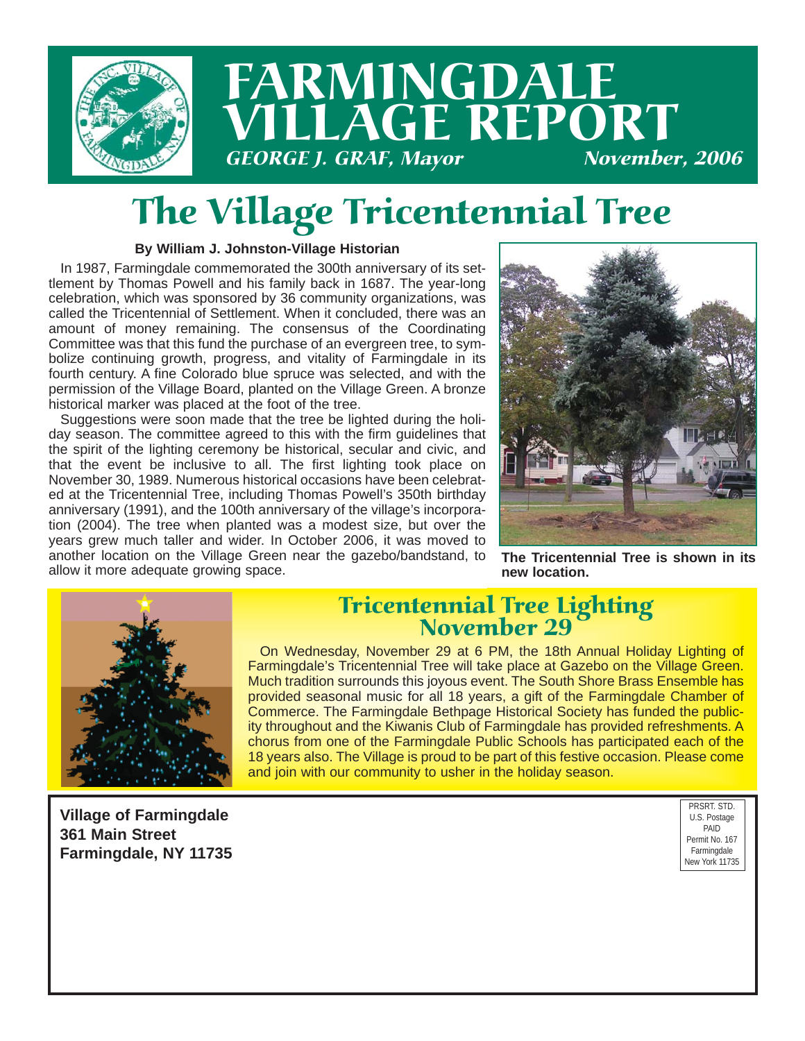# FARMINGDALE VILLAGE REPORT

*GEORGE J. GRAF, Mayor* *November, 2006*

# The Village Tricentennial Tree

**By William J. Johnston-Village Historian**

In 1987, Farmingdale commemorated the 300th anniversary of its settlement by Thomas Powell and his family back in 1687. The year-long celebration, which was sponsored by 36 community organizations, was called the Tricentennial of Settlement. When it concluded, there was an amount of money remaining. The consensus of the Coordinating Committee was that this fund the purchase of an evergreen tree, to symbolize continuing growth, progress, and vitality of Farmingdale in its fourth century. A fine Colorado blue spruce was selected, and with the permission of the Village Board, planted on the Village Green. A bronze historical marker was placed at the foot of the tree.

Suggestions were soon made that the tree be lighted during the holiday season. The committee agreed to this with the firm guidelines that the spirit of the lighting ceremony be historical, secular and civic, and that the event be inclusive to all. The first lighting took place on November 30, 1989. Numerous historical occasions have been celebrated at the Tricentennial Tree, including Thomas Powell's 350th birthday anniversary (1991), and the 100th anniversary of the village's incorporation (2004). The tree when planted was a modest size, but over the years grew much taller and wider. In October 2006, it was moved to another location on the Village Green near the gazebo/bandstand, to allow it more adequate growing space.

**The Tricentennial Tree is shown in its new location.**

## Tricentennial Tree Lighting November 29

On Wednesday, November 29 at 6 PM, the 18th Annual Holiday Lighting of Farmingdale's Tricentennial Tree will take place at Gazebo on the Village Green. Much tradition surrounds this joyous event. The South Shore Brass Ensemble has provided seasonal music for all 18 years, a gift of the Farmingdale Chamber of Commerce. The Farmingdale Bethpage Historical Society has funded the publicity throughout and the Kiwanis Club of Farmingdale has provided refreshments. A chorus from one of the Farmingdale Public Schools has participated each of the 18 years also. The Village is proud to be part of this festive occasion. Please come and join with our community to usher in the holiday season.

**Village of Farmingdale**
**361 Main Street**
**Farmingdale, NY 11735**

PRSRT. STD.
U.S. Postage
PAID
Permit No. 167
Farmingdale
New York 11735